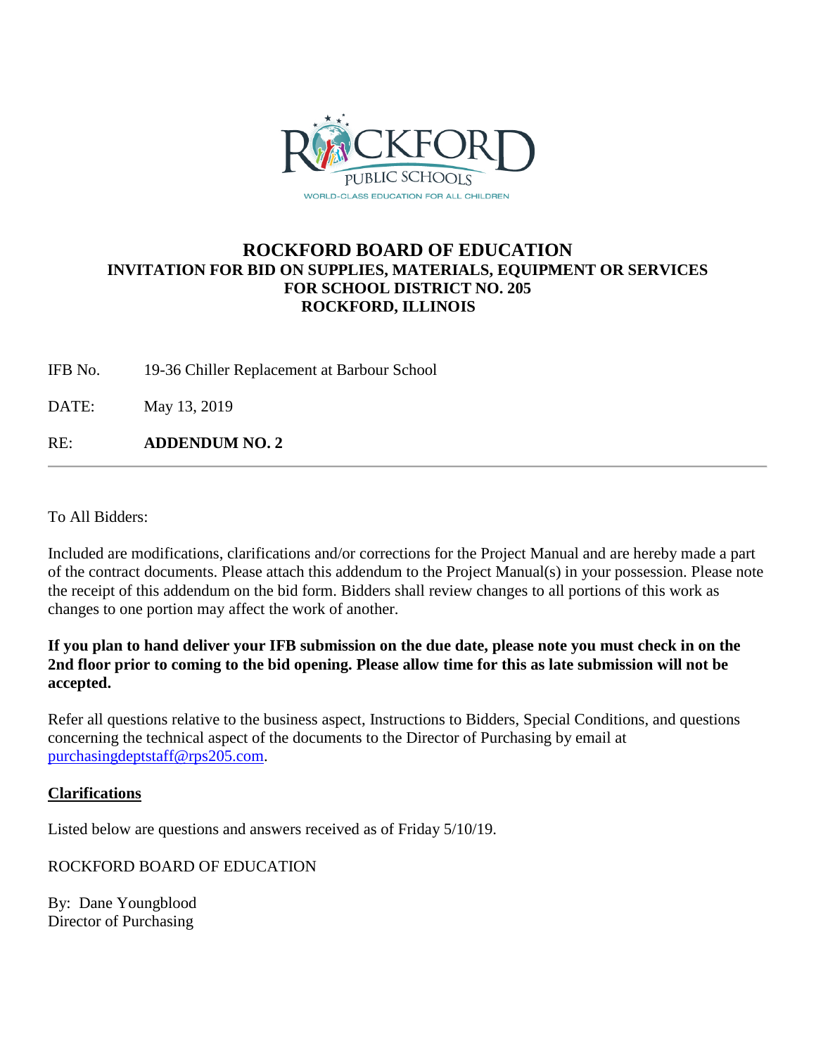ROCKFORD PUBLIC SCHOOLS

WORLD-CLASS EDUCATION FOR ALL CHILDREN

# ROCKFORD BOARD OF EDUCATION

## INVITATION FOR BID ON SUPPLIES, MATERIALS, EQUIPMENT OR SERVICES FOR SCHOOL DISTRICT NO. 205 ROCKFORD, ILLINOIS

IFB No. 19-36 Chiller Replacement at Barbour School

DATE: May 13, 2019

RE: **ADDENDUM NO. 2**

---

To All Bidders:

Included are modifications, clarifications and/or corrections for the Project Manual and are hereby made a part of the contract documents. Please attach this addendum to the Project Manual(s) in your possession. Please note the receipt of this addendum on the bid form. Bidders shall review changes to all portions of this work as changes to one portion may affect the work of another.

**If you plan to hand deliver your IFB submission on the due date, please note you must check in on the 2nd floor prior to coming to the bid opening. Please allow time for this as late submission will not be accepted.**

Refer all questions relative to the business aspect, Instructions to Bidders, Special Conditions, and questions concerning the technical aspect of the documents to the Director of Purchasing by email at purchasingdeptstaff@rps205.com.

**Clarifications**

Listed below are questions and answers received as of Friday 5/10/19.

ROCKFORD BOARD OF EDUCATION

By: Dane Youngblood
Director of Purchasing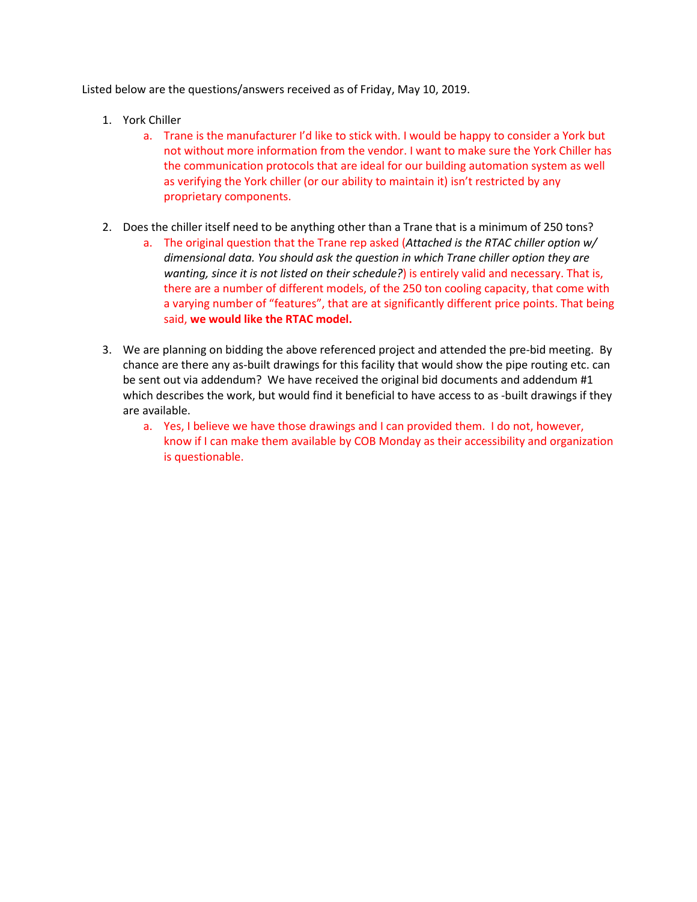Listed below are the questions/answers received as of Friday, May 10, 2019.

1. York Chiller
    a. Trane is the manufacturer I'd like to stick with. I would be happy to consider a York but not without more information from the vendor. I want to make sure the York Chiller has the communication protocols that are ideal for our building automation system as well as verifying the York chiller (or our ability to maintain it) isn't restricted by any proprietary components.

2. Does the chiller itself need to be anything other than a Trane that is a minimum of 250 tons?
    a. The original question that the Trane rep asked (*Attached is the RTAC chiller option w/ dimensional data. You should ask the question in which Trane chiller option they are wanting, since it is not listed on their schedule?*) is entirely valid and necessary. That is, there are a number of different models, of the 250 ton cooling capacity, that come with a varying number of "features", that are at significantly different price points. That being said, **we would like the RTAC model.**

3. We are planning on bidding the above referenced project and attended the pre-bid meeting. By chance are there any as-built drawings for this facility that would show the pipe routing etc. can be sent out via addendum? We have received the original bid documents and addendum #1 which describes the work, but would find it beneficial to have access to as -built drawings if they are available.
    a. Yes, I believe we have those drawings and I can provided them. I do not, however, know if I can make them available by COB Monday as their accessibility and organization is questionable.